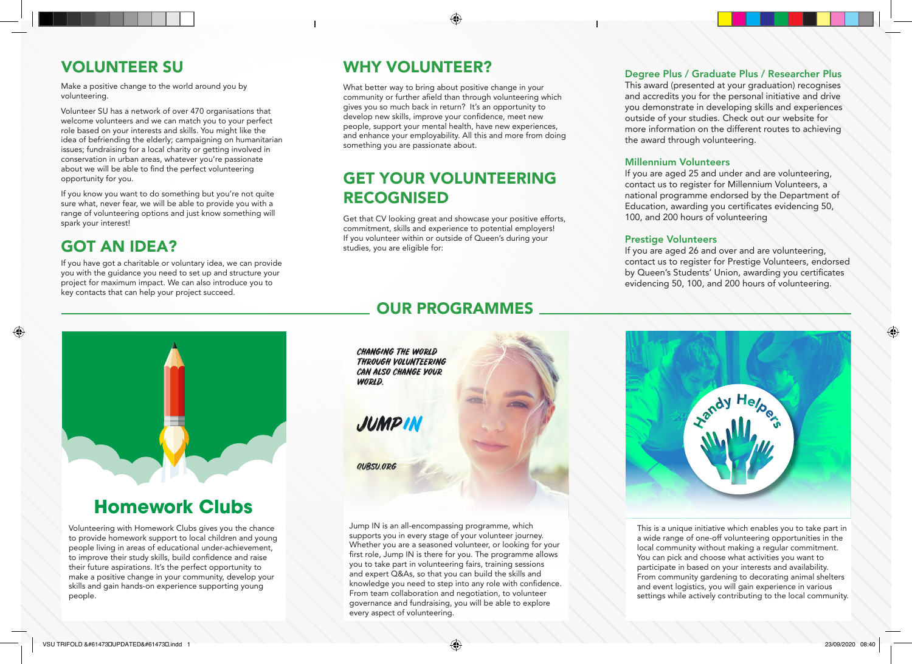## VOLUNTEER SU

Make a positive change to the world around you by volunteering.

Volunteer SU has a network of over 470 organisations that welcome volunteers and we can match you to your perfect role based on your interests and skills. You might like the idea of befriending the elderly; campaigning on humanitarian issues; fundraising for a local charity or getting involved in conservation in urban areas, whatever you're passionate about we will be able to find the perfect volunteering opportunity for you.

If you know you want to do something but you're not quite sure what, never fear, we will be able to provide you with a range of volunteering options and just know something will spark your interest!

## GOT AN IDEA?

If you have got a charitable or voluntary idea, we can provide you with the guidance you need to set up and structure your project for maximum impact. We can also introduce you to key contacts that can help your project succeed.

## WHY VOLUNTEER?

What better way to bring about positive change in your community or further afield than through volunteering which gives you so much back in return? It's an opportunity to develop new skills, improve your confidence, meet new people, support your mental health, have new experiences, and enhance your employability. All this and more from doing something you are passionate about.

## GET YOUR VOLUNTEERING RECOGNISED

Get that CV looking great and showcase your positive efforts, commitment, skills and experience to potential employers! If you volunteer within or outside of Queen's during your studies, you are eligible for:

### Degree Plus / Graduate Plus / Researcher Plus

This award (presented at your graduation) recognises and accredits you for the personal initiative and drive you demonstrate in developing skills and experiences outside of your studies. Check out our website for more information on the different routes to achieving the award through volunteering.

### Millennium Volunteers

If you are aged 25 and under and are volunteering, contact us to register for Millennium Volunteers, a national programme endorsed by the Department of Education, awarding you certificates evidencing 50, 100, and 200 hours of volunteering

### Prestige Volunteers

If you are aged 26 and over and are volunteering, contact us to register for Prestige Volunteers, endorsed by Queen's Students' Union, awarding you certificates evidencing 50, 100, and 200 hours of volunteering.

## OUR PROGRAMMES

### Homework Clubs

Volunteering with Homework Clubs gives you the chance to provide homework support to local children and young people living in areas of educational under-achievement, to improve their study skills, build confidence and raise their future aspirations. It's the perfect opportunity to make a positive change in your community, develop your skills and gain hands-on experience supporting young people.

### JUMP IN

*CHANGING THE WORLD THROUGH VOLUNTEERING CAN ALSO CHANGE YOUR WORLD.*

QUBSU.ORG

Jump IN is an all-encompassing programme, which supports you in every stage of your volunteer journey. Whether you are a seasoned volunteer, or looking for your first role, Jump IN is there for you. The programme allows you to take part in volunteering fairs, training sessions and expert Q&As, so that you can build the skills and knowledge you need to step into any role with confidence. From team collaboration and negotiation, to volunteer governance and fundraising, you will be able to explore every aspect of volunteering.

### Handy Helpers

This is a unique initiative which enables you to take part in a wide range of one-off volunteering opportunities in the local community without making a regular commitment. You can pick and choose what activities you want to participate in based on your interests and availability. From community gardening to decorating animal shelters and event logistics, you will gain experience in various settings while actively contributing to the local community.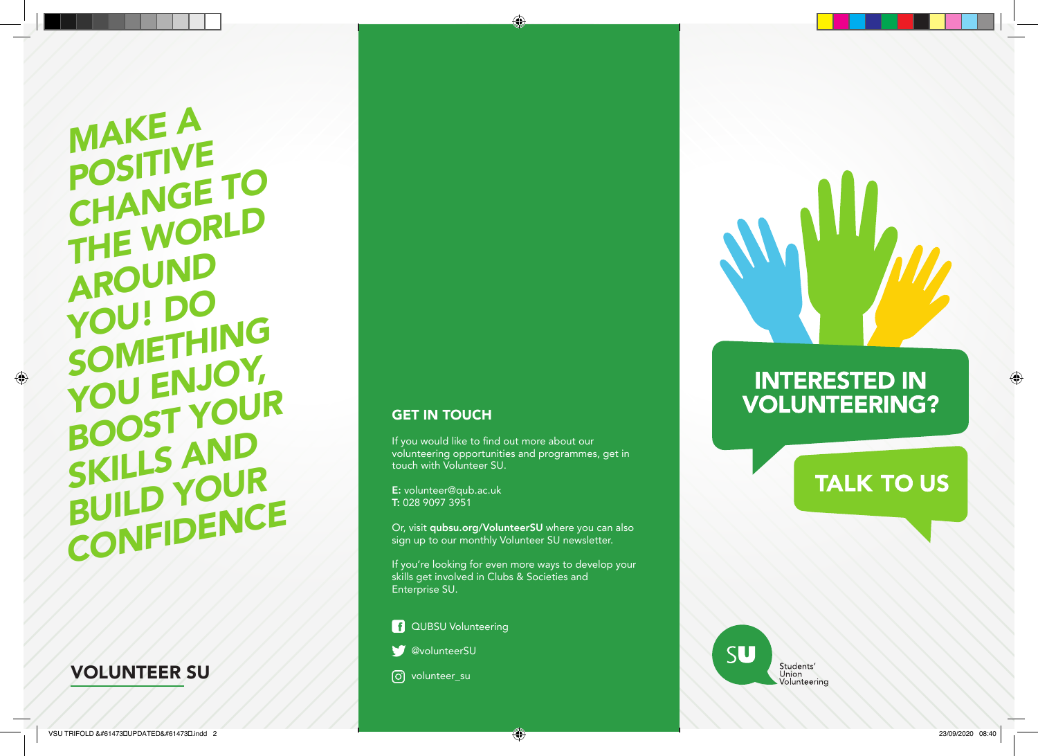MAKE A POSITIVE CHANGE TO THE WORLD AROUND YOU! DO SOMETHING YOU ENJOY, BOOST YOUR SKILLS AND BUILD YOUR CONFIDENCE

**VOLUNTEER SU**

## GET IN TOUCH

If you would like to find out more about our volunteering opportunities and programmes, get in touch with Volunteer SU.

**E:** volunteer@qub.ac.uk
**T:** 028 9097 3951

Or, visit **qubsu.org/VolunteerSU** where you can also sign up to our monthly Volunteer SU newsletter.

If you're looking for even more ways to develop your skills get involved in Clubs & Societies and Enterprise SU.

QUBSU Volunteering

@volunteerSU

volunteer_su

# INTERESTED IN VOLUNTEERING?

# TALK TO US

SU Students' Union Volunteering